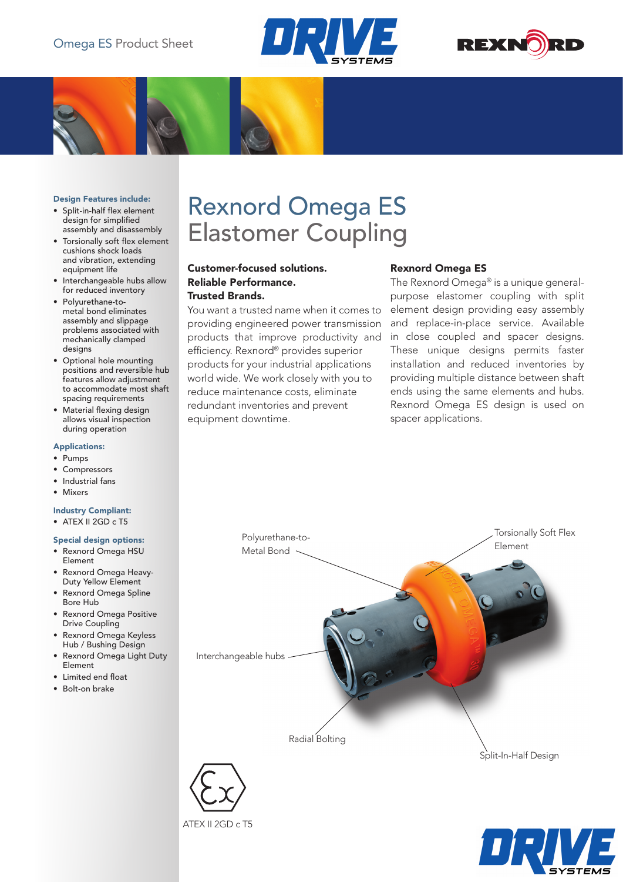Omega ES Product Sheet

# Rexnord Omega ES Elastomer Coupling

**Design Features include:**

- Split-in-half flex element design for simplified assembly and disassembly
- Torsionally soft flex element cushions shock loads and vibration, extending equipment life
- Interchangeable hubs allow for reduced inventory
- Polyurethane-to-metal bond eliminates assembly and slippage problems associated with mechanically clamped designs
- Optional hole mounting positions and reversible hub features allow adjustment to accommodate most shaft spacing requirements
- Material flexing design allows visual inspection during operation

**Applications:**

- Pumps
- Compressors
- Industrial fans
- Mixers

**Industry Compliant:**

- ATEX II 2GD c T5

**Special design options:**

- Rexnord Omega HSU Element
- Rexnord Omega Heavy-Duty Yellow Element
- Rexnord Omega Spline Bore Hub
- Rexnord Omega Positive Drive Coupling
- Rexnord Omega Keyless Hub / Bushing Design
- Rexnord Omega Light Duty Element
- Limited end float
- Bolt-on brake

**Customer-focused solutions. Reliable Performance. Trusted Brands.**

You want a trusted name when it comes to providing engineered power transmission products that improve productivity and efficiency. Rexnord® provides superior products for your industrial applications world wide. We work closely with you to reduce maintenance costs, eliminate redundant inventories and prevent equipment downtime.

**Rexnord Omega ES**

The Rexnord Omega® is a unique general-purpose elastomer coupling with split element design providing easy assembly and replace-in-place service. Available in close coupled and spacer designs. These unique designs permits faster installation and reduced inventories by providing multiple distance between shaft ends using the same elements and hubs. Rexnord Omega ES design is used on spacer applications.

Polyurethane-to-Metal Bond

Torsionally Soft Flex Element

Interchangeable hubs

Radial Bolting

Split-In-Half Design

ATEX II 2GD c T5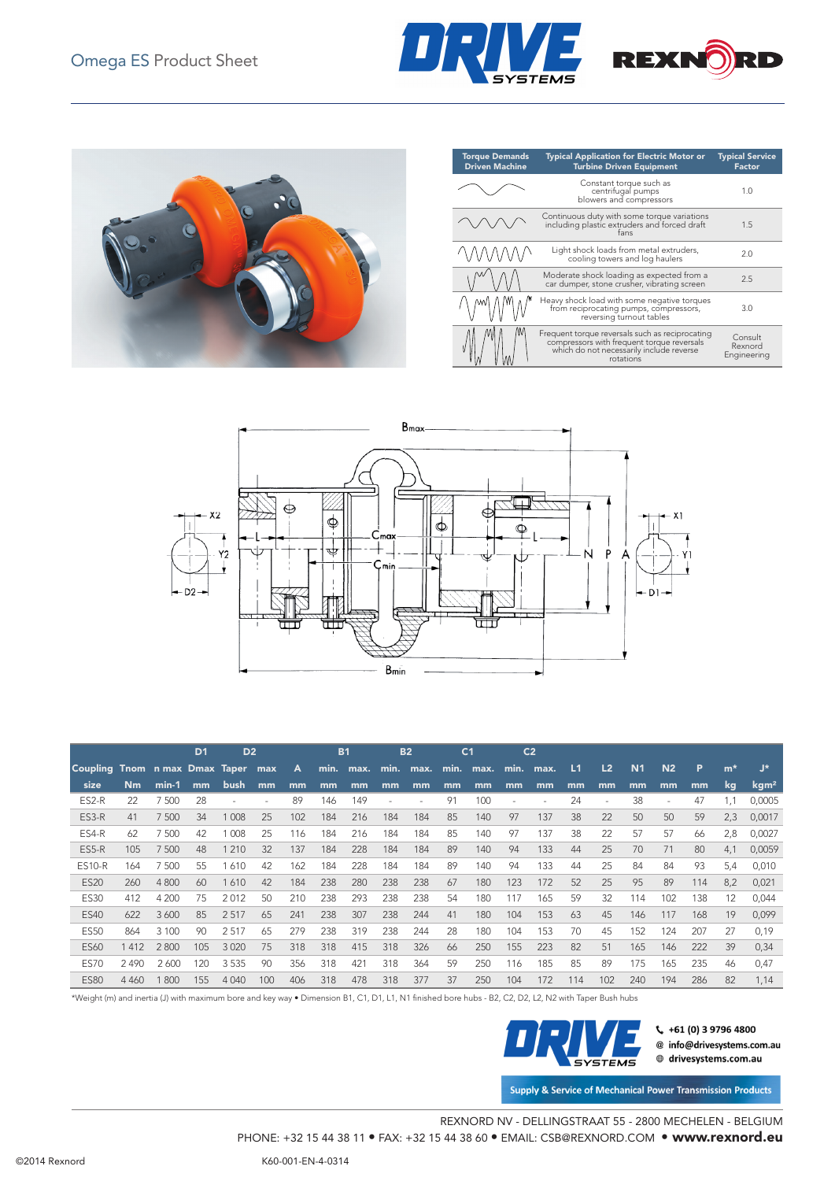# Omega ES Product Sheet

| Torque Demands Driven Machine | Typical Application for Electric Motor or Turbine Driven Equipment | Typical Service Factor |
|---|---|---|
| | Constant torque such as centrifugal pumps blowers and compressors | 1.0 |
| | Continuous duty with some torque variations including plastic extruders and forced draft fans | 1.5 |
| | Light shock loads from metal extruders, cooling towers and log haulers | 2.0 |
| | Moderate shock loading as expected from a car dumper, stone crusher, vibrating screen | 2.5 |
| | Heavy shock load with some negative torques from reciprocating pumps, compressors, reversing turnout tables | 3.0 |
| | Frequent torque reversals such as reciprocating compressors with frequent torque reversals which do not necessarily include reverse rotations | Consult Rexnord Engineering |

Bmax
X2
L
Cmax
Cmin
Y2
D2
L
N P A
X1
Y1
D1
Bmin

| Coupling size | Tnom Nm | n max min-1 | D1 Dmax mm | D2 Taper bush | D2 max mm | A mm | B1 min. mm | B1 max. mm | B2 min. mm | B2 max. mm | C1 min. mm | C1 max. mm | C2 min. mm | C2 max. mm | L1 mm | L2 mm | N1 mm | N2 mm | P mm | m* kg | J* kgm² |
|---|---|---|---|---|---|---|---|---|---|---|---|---|---|---|---|---|---|---|---|---|---|
| ES2-R | 22 | 7 500 | 28 | - | - | 89 | 146 | 149 | - | - | 91 | 100 | - | - | 24 | - | 38 | - | 47 | 1,1 | 0,0005 |
| ES3-R | 41 | 7 500 | 34 | 1 008 | 25 | 102 | 184 | 216 | 184 | 184 | 85 | 140 | 97 | 137 | 38 | 22 | 50 | 50 | 59 | 2,3 | 0,0017 |
| ES4-R | 62 | 7 500 | 42 | 1 008 | 25 | 116 | 184 | 216 | 184 | 184 | 85 | 140 | 97 | 137 | 38 | 22 | 57 | 57 | 66 | 2,8 | 0,0027 |
| ES5-R | 105 | 7 500 | 48 | 1 210 | 32 | 137 | 184 | 228 | 184 | 184 | 89 | 140 | 94 | 133 | 44 | 25 | 70 | 71 | 80 | 4,1 | 0,0059 |
| ES10-R | 164 | 7 500 | 55 | 1 610 | 42 | 162 | 184 | 228 | 184 | 184 | 89 | 140 | 94 | 133 | 44 | 25 | 84 | 84 | 93 | 5,4 | 0,010 |
| ES20 | 260 | 4 800 | 60 | 1 610 | 42 | 184 | 238 | 280 | 238 | 238 | 67 | 180 | 123 | 172 | 52 | 25 | 95 | 89 | 114 | 8,2 | 0,021 |
| ES30 | 412 | 4 200 | 75 | 2 012 | 50 | 210 | 238 | 293 | 238 | 238 | 54 | 180 | 117 | 165 | 59 | 32 | 114 | 102 | 138 | 12 | 0,044 |
| ES40 | 622 | 3 600 | 85 | 2 517 | 65 | 241 | 238 | 307 | 238 | 244 | 41 | 180 | 104 | 153 | 63 | 45 | 146 | 117 | 168 | 19 | 0,099 |
| ES50 | 864 | 3 100 | 90 | 2 517 | 65 | 279 | 238 | 319 | 238 | 244 | 28 | 180 | 104 | 153 | 70 | 45 | 152 | 124 | 207 | 27 | 0,19 |
| ES60 | 1 412 | 2 800 | 105 | 3 020 | 75 | 318 | 318 | 415 | 318 | 326 | 66 | 250 | 155 | 223 | 82 | 51 | 165 | 146 | 222 | 39 | 0,34 |
| ES70 | 2 490 | 2 600 | 120 | 3 535 | 90 | 356 | 318 | 421 | 318 | 364 | 59 | 250 | 116 | 185 | 85 | 89 | 175 | 165 | 235 | 46 | 0,47 |
| ES80 | 4 460 | 1 800 | 155 | 4 040 | 100 | 406 | 318 | 478 | 318 | 377 | 37 | 250 | 104 | 172 | 114 | 102 | 240 | 194 | 286 | 82 | 1,14 |

*Weight (m) and inertia (J) with maximum bore and key way • Dimension B1, C1, D1, L1, N1 finished bore hubs - B2, C2, D2, L2, N2 with Taper Bush hubs

+61 (0) 3 9796 4800
info@drivesystems.com.au
drivesystems.com.au

Supply & Service of Mechanical Power Transmission Products

REXNORD NV - DELLINGSTRAAT 55 - 2800 MECHELEN - BELGIUM
PHONE: +32 15 44 38 11 • FAX: +32 15 44 38 60 • EMAIL: CSB@REXNORD.COM • **www.rexnord.eu**

©2014 Rexnord K60-001-EN-4-0314